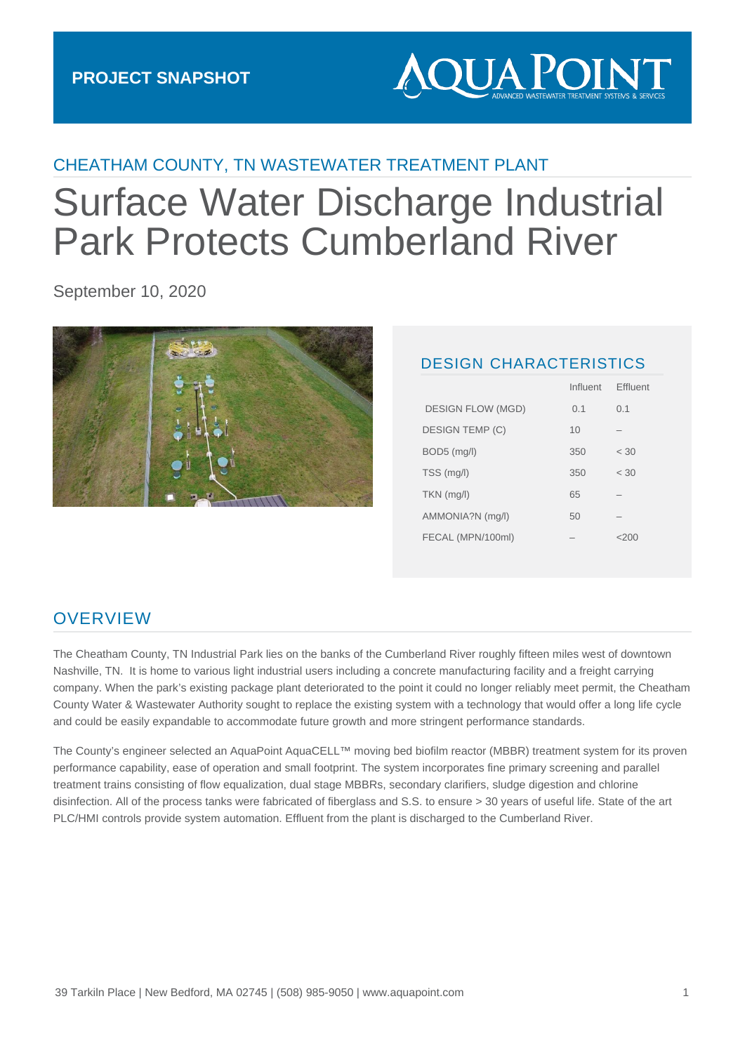**PROJECT SNAPSHOT**

AQUA POINT
ADVANCED WASTEWATER TREATMENT SYSTEMS & SERVICES

## CHEATHAM COUNTY, TN WASTEWATER TREATMENT PLANT

# Surface Water Discharge Industrial Park Protects Cumberland River

September 10, 2020

## DESIGN CHARACTERISTICS

| | Influent | Effluent |
|---|---|---|
| DESIGN FLOW (MGD) | 0.1 | 0.1 |
| DESIGN TEMP (C) | 10 | – |
| BOD5 (mg/l) | 350 | < 30 |
| TSS (mg/l) | 350 | < 30 |
| TKN (mg/l) | 65 | – |
| AMMONIA?N (mg/l) | 50 | – |
| FECAL (MPN/100ml) | – | <200 |

## OVERVIEW

The Cheatham County, TN Industrial Park lies on the banks of the Cumberland River roughly fifteen miles west of downtown Nashville, TN. It is home to various light industrial users including a concrete manufacturing facility and a freight carrying company. When the park's existing package plant deteriorated to the point it could no longer reliably meet permit, the Cheatham County Water & Wastewater Authority sought to replace the existing system with a technology that would offer a long life cycle and could be easily expandable to accommodate future growth and more stringent performance standards.

The County's engineer selected an AquaPoint AquaCELL™ moving bed biofilm reactor (MBBR) treatment system for its proven performance capability, ease of operation and small footprint. The system incorporates fine primary screening and parallel treatment trains consisting of flow equalization, dual stage MBBRs, secondary clarifiers, sludge digestion and chlorine disinfection. All of the process tanks were fabricated of fiberglass and S.S. to ensure > 30 years of useful life. State of the art PLC/HMI controls provide system automation. Effluent from the plant is discharged to the Cumberland River.

39 Tarkiln Place | New Bedford, MA 02745 | (508) 985-9050 | www.aquapoint.com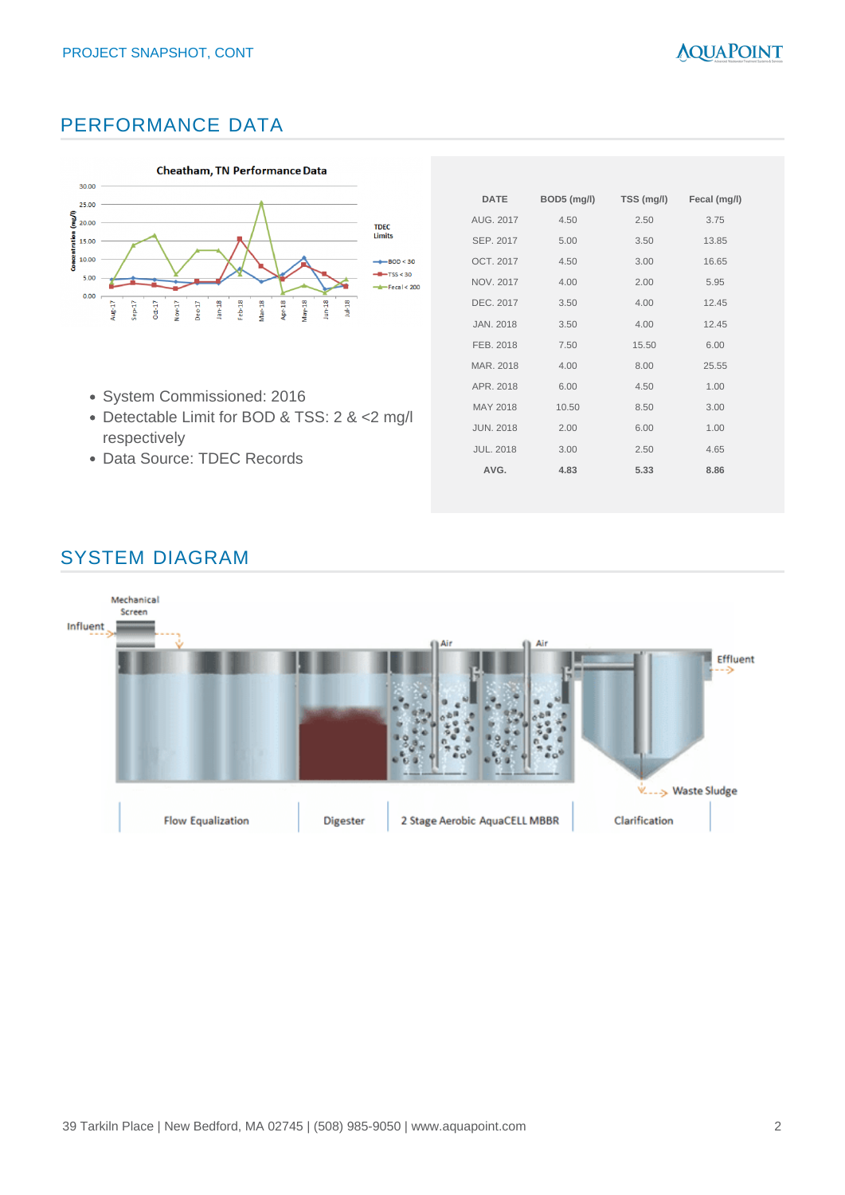## PERFORMANCE DATA

Cheatham, TN Performance Data

30.00
25.00
20.00
15.00
10.00
5.00
0.00

Concentration (mg/l)

Aug-17 Sep-17 Oct-17 Nov-17 Dec-17 Jan-18 Feb-18 Mar-18 Apr-18 May-18 Jun-18 Jul-18

TDEC Limits

BOD < 30
TSS < 30
Fecal < 200

| DATE | BOD5 (mg/l) | TSS (mg/l) | Fecal (mg/l) |
|---|---|---|---|
| AUG. 2017 | 4.50 | 2.50 | 3.75 |
| SEP. 2017 | 5.00 | 3.50 | 13.85 |
| OCT. 2017 | 4.50 | 3.00 | 16.65 |
| NOV. 2017 | 4.00 | 2.00 | 5.95 |
| DEC. 2017 | 3.50 | 4.00 | 12.45 |
| JAN. 2018 | 3.50 | 4.00 | 12.45 |
| FEB. 2018 | 7.50 | 15.50 | 6.00 |
| MAR. 2018 | 4.00 | 8.00 | 25.55 |
| APR. 2018 | 6.00 | 4.50 | 1.00 |
| MAY 2018 | 10.50 | 8.50 | 3.00 |
| JUN. 2018 | 2.00 | 6.00 | 1.00 |
| JUL. 2018 | 3.00 | 2.50 | 4.65 |
| **AVG.** | **4.83** | **5.33** | **8.86** |

- System Commissioned: 2016
- Detectable Limit for BOD & TSS: 2 & <2 mg/l respectively
- Data Source: TDEC Records

## SYSTEM DIAGRAM

Mechanical Screen
Influent
Air
Air
Effluent
Waste Sludge

Flow Equalization | Digester | 2 Stage Aerobic AquaCELL MBBR | Clarification